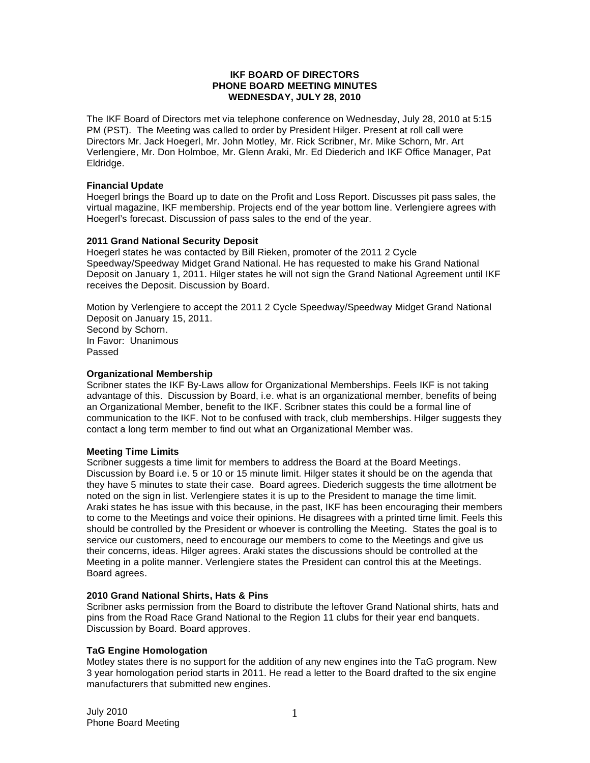**IKF BOARD OF DIRECTORS**
**PHONE BOARD MEETING MINUTES**
**WEDNESDAY, JULY 28, 2010**

The IKF Board of Directors met via telephone conference on Wednesday, July 28, 2010 at 5:15 PM (PST). The Meeting was called to order by President Hilger. Present at roll call were Directors Mr. Jack Hoegerl, Mr. John Motley, Mr. Rick Scribner, Mr. Mike Schorn, Mr. Art Verlengiere, Mr. Don Holmboe, Mr. Glenn Araki, Mr. Ed Diederich and IKF Office Manager, Pat Eldridge.

**Financial Update**
Hoegerl brings the Board up to date on the Profit and Loss Report. Discusses pit pass sales, the virtual magazine, IKF membership. Projects end of the year bottom line. Verlengiere agrees with Hoegerl's forecast. Discussion of pass sales to the end of the year.

**2011 Grand National Security Deposit**
Hoegerl states he was contacted by Bill Rieken, promoter of the 2011 2 Cycle Speedway/Speedway Midget Grand National. He has requested to make his Grand National Deposit on January 1, 2011. Hilger states he will not sign the Grand National Agreement until IKF receives the Deposit. Discussion by Board.

Motion by Verlengiere to accept the 2011 2 Cycle Speedway/Speedway Midget Grand National Deposit on January 15, 2011.
Second by Schorn.
In Favor: Unanimous
Passed

**Organizational Membership**
Scribner states the IKF By-Laws allow for Organizational Memberships. Feels IKF is not taking advantage of this. Discussion by Board, i.e. what is an organizational member, benefits of being an Organizational Member, benefit to the IKF. Scribner states this could be a formal line of communication to the IKF. Not to be confused with track, club memberships. Hilger suggests they contact a long term member to find out what an Organizational Member was.

**Meeting Time Limits**
Scribner suggests a time limit for members to address the Board at the Board Meetings. Discussion by Board i.e. 5 or 10 or 15 minute limit. Hilger states it should be on the agenda that they have 5 minutes to state their case. Board agrees. Diederich suggests the time allotment be noted on the sign in list. Verlengiere states it is up to the President to manage the time limit. Araki states he has issue with this because, in the past, IKF has been encouraging their members to come to the Meetings and voice their opinions. He disagrees with a printed time limit. Feels this should be controlled by the President or whoever is controlling the Meeting. States the goal is to service our customers, need to encourage our members to come to the Meetings and give us their concerns, ideas. Hilger agrees. Araki states the discussions should be controlled at the Meeting in a polite manner. Verlengiere states the President can control this at the Meetings. Board agrees.

**2010 Grand National Shirts, Hats & Pins**
Scribner asks permission from the Board to distribute the leftover Grand National shirts, hats and pins from the Road Race Grand National to the Region 11 clubs for their year end banquets. Discussion by Board. Board approves.

**TaG Engine Homologation**
Motley states there is no support for the addition of any new engines into the TaG program. New 3 year homologation period starts in 2011. He read a letter to the Board drafted to the six engine manufacturers that submitted new engines.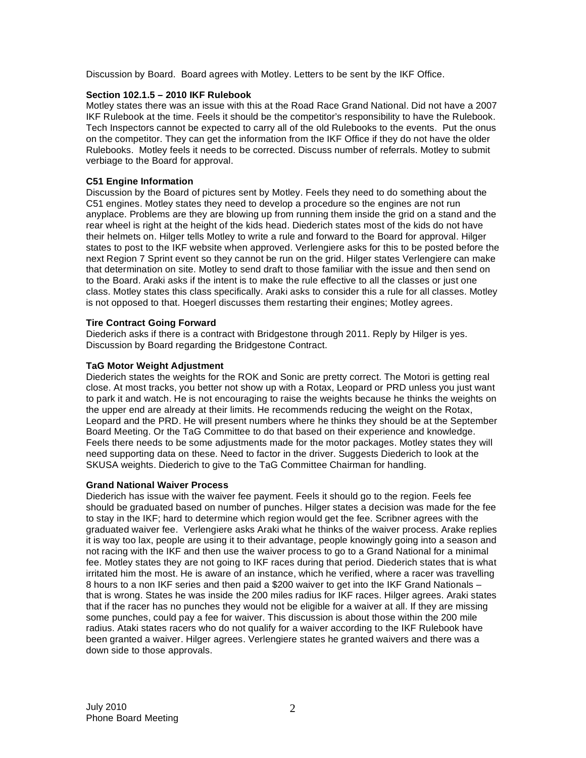Discussion by Board. Board agrees with Motley. Letters to be sent by the IKF Office.

**Section 102.1.5 – 2010 IKF Rulebook**

Motley states there was an issue with this at the Road Race Grand National. Did not have a 2007 IKF Rulebook at the time. Feels it should be the competitor's responsibility to have the Rulebook. Tech Inspectors cannot be expected to carry all of the old Rulebooks to the events. Put the onus on the competitor. They can get the information from the IKF Office if they do not have the older Rulebooks. Motley feels it needs to be corrected. Discuss number of referrals. Motley to submit verbiage to the Board for approval.

**C51 Engine Information**

Discussion by the Board of pictures sent by Motley. Feels they need to do something about the C51 engines. Motley states they need to develop a procedure so the engines are not run anyplace. Problems are they are blowing up from running them inside the grid on a stand and the rear wheel is right at the height of the kids head. Diederich states most of the kids do not have their helmets on. Hilger tells Motley to write a rule and forward to the Board for approval. Hilger states to post to the IKF website when approved. Verlengiere asks for this to be posted before the next Region 7 Sprint event so they cannot be run on the grid. Hilger states Verlengiere can make that determination on site. Motley to send draft to those familiar with the issue and then send on to the Board. Araki asks if the intent is to make the rule effective to all the classes or just one class. Motley states this class specifically. Araki asks to consider this a rule for all classes. Motley is not opposed to that. Hoegerl discusses them restarting their engines; Motley agrees.

**Tire Contract Going Forward**

Diederich asks if there is a contract with Bridgestone through 2011. Reply by Hilger is yes. Discussion by Board regarding the Bridgestone Contract.

**TaG Motor Weight Adjustment**

Diederich states the weights for the ROK and Sonic are pretty correct. The Motori is getting real close. At most tracks, you better not show up with a Rotax, Leopard or PRD unless you just want to park it and watch. He is not encouraging to raise the weights because he thinks the weights on the upper end are already at their limits. He recommends reducing the weight on the Rotax, Leopard and the PRD. He will present numbers where he thinks they should be at the September Board Meeting. Or the TaG Committee to do that based on their experience and knowledge. Feels there needs to be some adjustments made for the motor packages. Motley states they will need supporting data on these. Need to factor in the driver. Suggests Diederich to look at the SKUSA weights. Diederich to give to the TaG Committee Chairman for handling.

**Grand National Waiver Process**

Diederich has issue with the waiver fee payment. Feels it should go to the region. Feels fee should be graduated based on number of punches. Hilger states a decision was made for the fee to stay in the IKF; hard to determine which region would get the fee. Scribner agrees with the graduated waiver fee. Verlengiere asks Araki what he thinks of the waiver process. Arake replies it is way too lax, people are using it to their advantage, people knowingly going into a season and not racing with the IKF and then use the waiver process to go to a Grand National for a minimal fee. Motley states they are not going to IKF races during that period. Diederich states that is what irritated him the most. He is aware of an instance, which he verified, where a racer was travelling 8 hours to a non IKF series and then paid a $200 waiver to get into the IKF Grand Nationals – that is wrong. States he was inside the 200 miles radius for IKF races. Hilger agrees. Araki states that if the racer has no punches they would not be eligible for a waiver at all. If they are missing some punches, could pay a fee for waiver. This discussion is about those within the 200 mile radius. Ataki states racers who do not qualify for a waiver according to the IKF Rulebook have been granted a waiver. Hilger agrees. Verlengiere states he granted waivers and there was a down side to those approvals.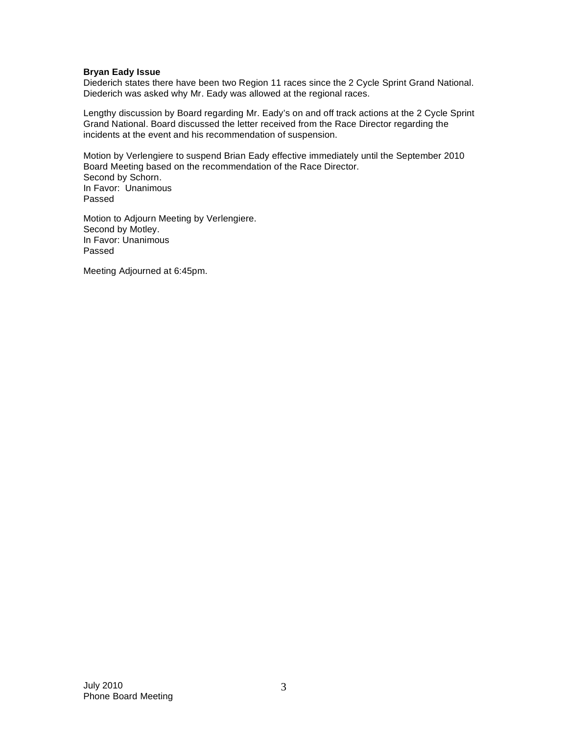**Bryan Eady Issue**

Diederich states there have been two Region 11 races since the 2 Cycle Sprint Grand National. Diederich was asked why Mr. Eady was allowed at the regional races.

Lengthy discussion by Board regarding Mr. Eady's on and off track actions at the 2 Cycle Sprint Grand National. Board discussed the letter received from the Race Director regarding the incidents at the event and his recommendation of suspension.

Motion by Verlengiere to suspend Brian Eady effective immediately until the September 2010 Board Meeting based on the recommendation of the Race Director.
Second by Schorn.
In Favor: Unanimous
Passed

Motion to Adjourn Meeting by Verlengiere.
Second by Motley.
In Favor: Unanimous
Passed

Meeting Adjourned at 6:45pm.